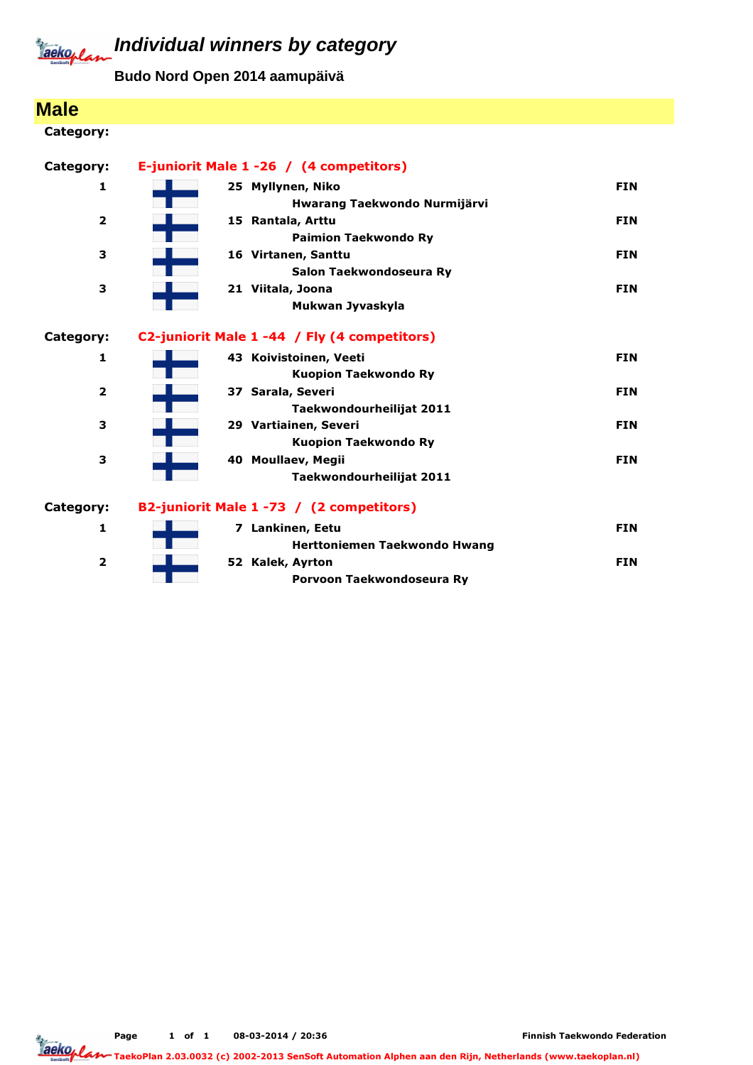# Individual winners by category

**Budo Nord Open 2014 aamupäivä**

## Male

**Category:**

**Category:** E-juniorit Male 1 -26 / (4 competitors)

| Place | No. | Name / Club | Country |
|---|---|---|---|
| 1 | 25 | **Myllynen, Niko**<br>Hwarang Taekwondo Nurmijärvi | FIN |
| 2 | 15 | **Rantala, Arttu**<br>Paimion Taekwondo Ry | FIN |
| 3 | 16 | **Virtanen, Santtu**<br>Salon Taekwondoseura Ry | FIN |
| 3 | 21 | **Viitala, Joona**<br>Mukwan Jyvaskyla | FIN |

**Category:** C2-juniorit Male 1 -44 / Fly (4 competitors)

| Place | No. | Name / Club | Country |
|---|---|---|---|
| 1 | 43 | **Koivistoinen, Veeti**<br>Kuopion Taekwondo Ry | FIN |
| 2 | 37 | **Sarala, Severi**<br>Taekwondourheilijat 2011 | FIN |
| 3 | 29 | **Vartiainen, Severi**<br>Kuopion Taekwondo Ry | FIN |
| 3 | 40 | **Moullaev, Megii**<br>Taekwondourheilijat 2011 | FIN |

**Category:** B2-juniorit Male 1 -73 / (2 competitors)

| Place | No. | Name / Club | Country |
|---|---|---|---|
| 1 | 7 | **Lankinen, Eetu**<br>Herttoniemen Taekwondo Hwang | FIN |
| 2 | 52 | **Kalek, Ayrton**<br>Porvoon Taekwondoseura Ry | FIN |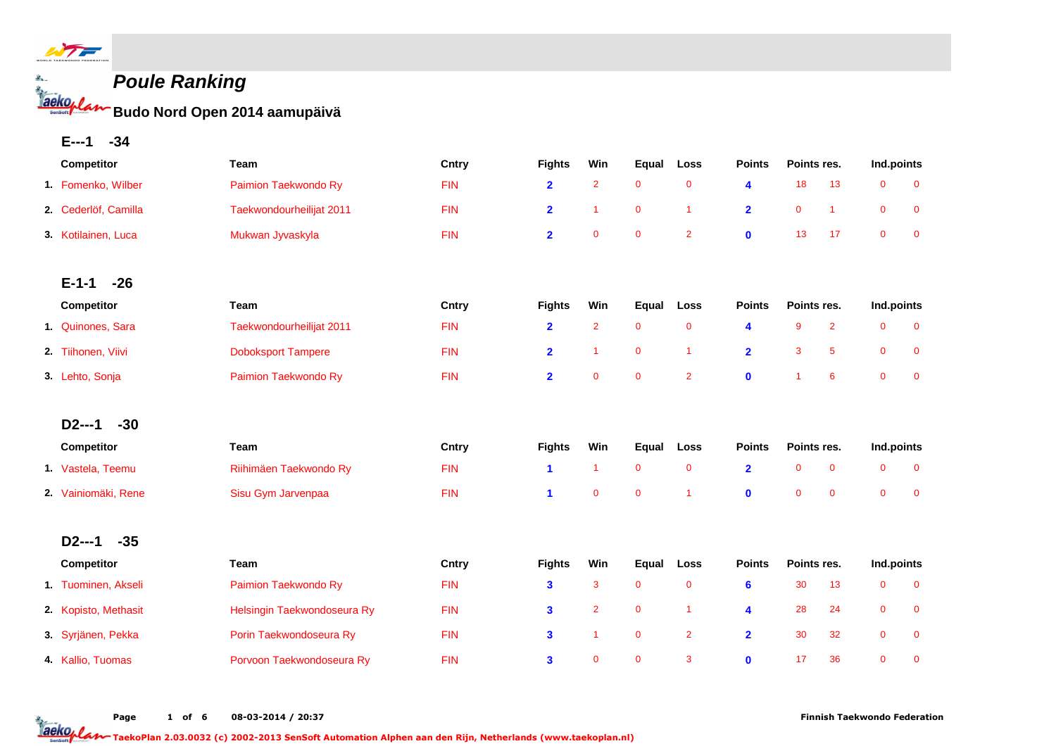# Poule Ranking

## Budo Nord Open 2014 aamupäivä

### E---1 -34

| | Competitor | Team | Cntry | Fights | Win | Equal | Loss | Points | Points res. | | Ind.points | |
|---|---|---|---|---|---|---|---|---|---|---|---|---|
| 1. | Fomenko, Wilber | Paimion Taekwondo Ry | FIN | 2 | 2 | 0 | 0 | 4 | 18 | 13 | 0 | 0 |
| 2. | Cederlöf, Camilla | Taekwondourheilijat 2011 | FIN | 2 | 1 | 0 | 1 | 2 | 0 | 1 | 0 | 0 |
| 3. | Kotilainen, Luca | Mukwan Jyvaskyla | FIN | 2 | 0 | 0 | 2 | 0 | 13 | 17 | 0 | 0 |

### E-1-1 -26

| | Competitor | Team | Cntry | Fights | Win | Equal | Loss | Points | Points res. | | Ind.points | |
|---|---|---|---|---|---|---|---|---|---|---|---|---|
| 1. | Quinones, Sara | Taekwondourheilijat 2011 | FIN | 2 | 2 | 0 | 0 | 4 | 9 | 2 | 0 | 0 |
| 2. | Tiihonen, Viivi | Doboksport Tampere | FIN | 2 | 1 | 0 | 1 | 2 | 3 | 5 | 0 | 0 |
| 3. | Lehto, Sonja | Paimion Taekwondo Ry | FIN | 2 | 0 | 0 | 2 | 0 | 1 | 6 | 0 | 0 |

### D2---1 -30

| | Competitor | Team | Cntry | Fights | Win | Equal | Loss | Points | Points res. | | Ind.points | |
|---|---|---|---|---|---|---|---|---|---|---|---|---|
| 1. | Vastela, Teemu | Riihimäen Taekwondo Ry | FIN | 1 | 1 | 0 | 0 | 2 | 0 | 0 | 0 | 0 |
| 2. | Vainiomäki, Rene | Sisu Gym Jarvenpaa | FIN | 1 | 0 | 0 | 1 | 0 | 0 | 0 | 0 | 0 |

### D2---1 -35

| | Competitor | Team | Cntry | Fights | Win | Equal | Loss | Points | Points res. | | Ind.points | |
|---|---|---|---|---|---|---|---|---|---|---|---|---|
| 1. | Tuominen, Akseli | Paimion Taekwondo Ry | FIN | 3 | 3 | 0 | 0 | 6 | 30 | 13 | 0 | 0 |
| 2. | Kopisto, Methasit | Helsingin Taekwondoseura Ry | FIN | 3 | 2 | 0 | 1 | 4 | 28 | 24 | 0 | 0 |
| 3. | Syrjänen, Pekka | Porin Taekwondoseura Ry | FIN | 3 | 1 | 0 | 2 | 2 | 30 | 32 | 0 | 0 |
| 4. | Kallio, Tuomas | Porvoon Taekwondoseura Ry | FIN | 3 | 0 | 0 | 3 | 0 | 17 | 36 | 0 | 0 |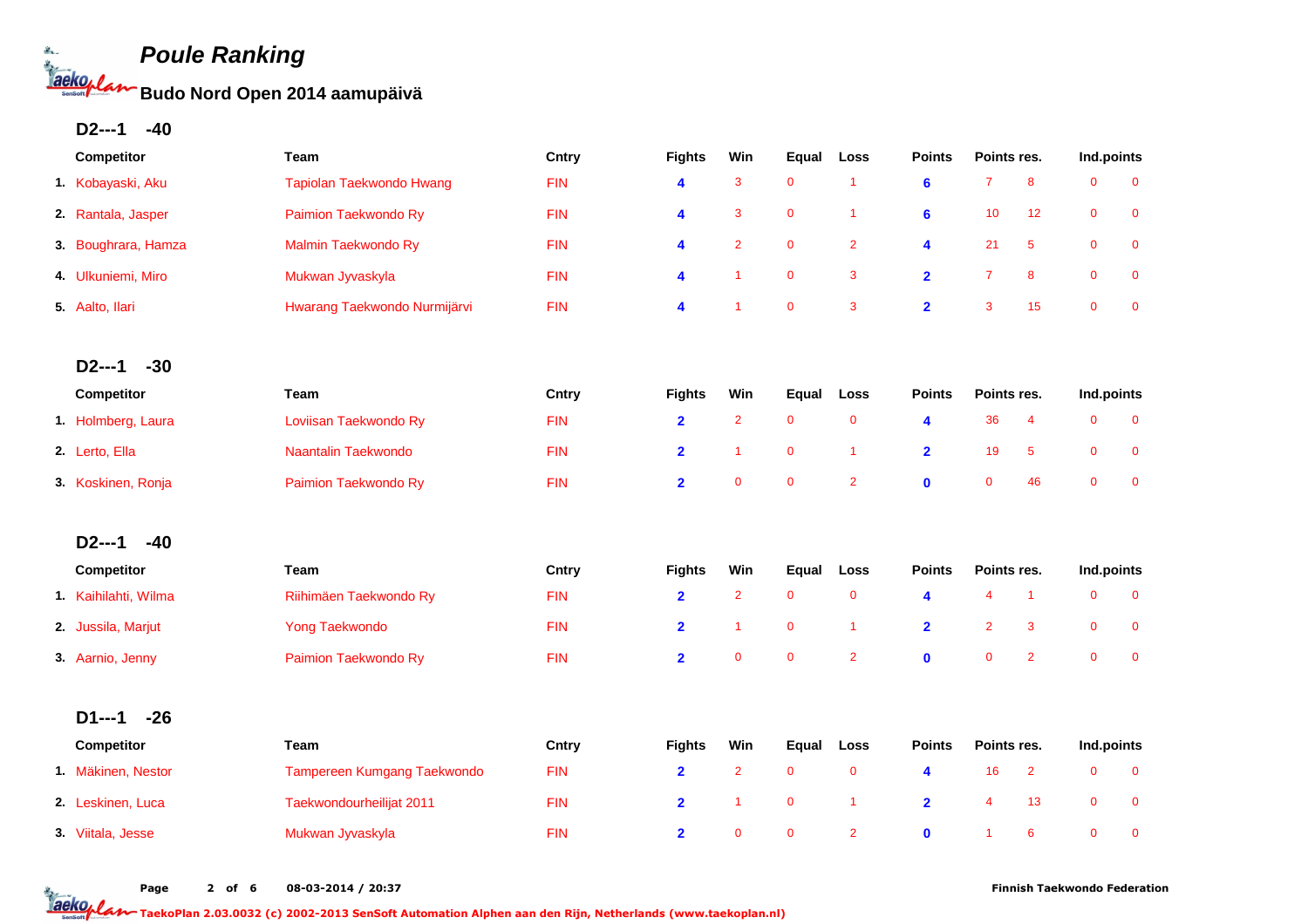# Poule Ranking

## Budo Nord Open 2014 aamupäivä

### D2---1 -40

| | Competitor | Team | Cntry | Fights | Win | Equal | Loss | Points | Points res. | | Ind.points | |
|---|---|---|---|---|---|---|---|---|---|---|---|---|
| 1. | Kobayaski, Aku | Tapiolan Taekwondo Hwang | FIN | 4 | 3 | 0 | 1 | 6 | 7 | 8 | 0 | 0 |
| 2. | Rantala, Jasper | Paimion Taekwondo Ry | FIN | 4 | 3 | 0 | 1 | 6 | 10 | 12 | 0 | 0 |
| 3. | Boughrara, Hamza | Malmin Taekwondo Ry | FIN | 4 | 2 | 0 | 2 | 4 | 21 | 5 | 0 | 0 |
| 4. | Ulkuniemi, Miro | Mukwan Jyvaskyla | FIN | 4 | 1 | 0 | 3 | 2 | 7 | 8 | 0 | 0 |
| 5. | Aalto, Ilari | Hwarang Taekwondo Nurmijärvi | FIN | 4 | 1 | 0 | 3 | 2 | 3 | 15 | 0 | 0 |

### D2---1 -30

| | Competitor | Team | Cntry | Fights | Win | Equal | Loss | Points | Points res. | | Ind.points | |
|---|---|---|---|---|---|---|---|---|---|---|---|---|
| 1. | Holmberg, Laura | Loviisan Taekwondo Ry | FIN | 2 | 2 | 0 | 0 | 4 | 36 | 4 | 0 | 0 |
| 2. | Lerto, Ella | Naantalin Taekwondo | FIN | 2 | 1 | 0 | 1 | 2 | 19 | 5 | 0 | 0 |
| 3. | Koskinen, Ronja | Paimion Taekwondo Ry | FIN | 2 | 0 | 0 | 2 | 0 | 0 | 46 | 0 | 0 |

### D2---1 -40

| | Competitor | Team | Cntry | Fights | Win | Equal | Loss | Points | Points res. | | Ind.points | |
|---|---|---|---|---|---|---|---|---|---|---|---|---|
| 1. | Kaihilahti, Wilma | Riihimäen Taekwondo Ry | FIN | 2 | 2 | 0 | 0 | 4 | 4 | 1 | 0 | 0 |
| 2. | Jussila, Marjut | Yong Taekwondo | FIN | 2 | 1 | 0 | 1 | 2 | 2 | 3 | 0 | 0 |
| 3. | Aarnio, Jenny | Paimion Taekwondo Ry | FIN | 2 | 0 | 0 | 2 | 0 | 0 | 2 | 0 | 0 |

### D1---1 -26

| | Competitor | Team | Cntry | Fights | Win | Equal | Loss | Points | Points res. | | Ind.points | |
|---|---|---|---|---|---|---|---|---|---|---|---|---|
| 1. | Mäkinen, Nestor | Tampereen Kumgang Taekwondo | FIN | 2 | 2 | 0 | 0 | 4 | 16 | 2 | 0 | 0 |
| 2. | Leskinen, Luca | Taekwondourheilijat 2011 | FIN | 2 | 1 | 0 | 1 | 2 | 4 | 13 | 0 | 0 |
| 3. | Viitala, Jesse | Mukwan Jyvaskyla | FIN | 2 | 0 | 0 | 2 | 0 | 1 | 6 | 0 | 0 |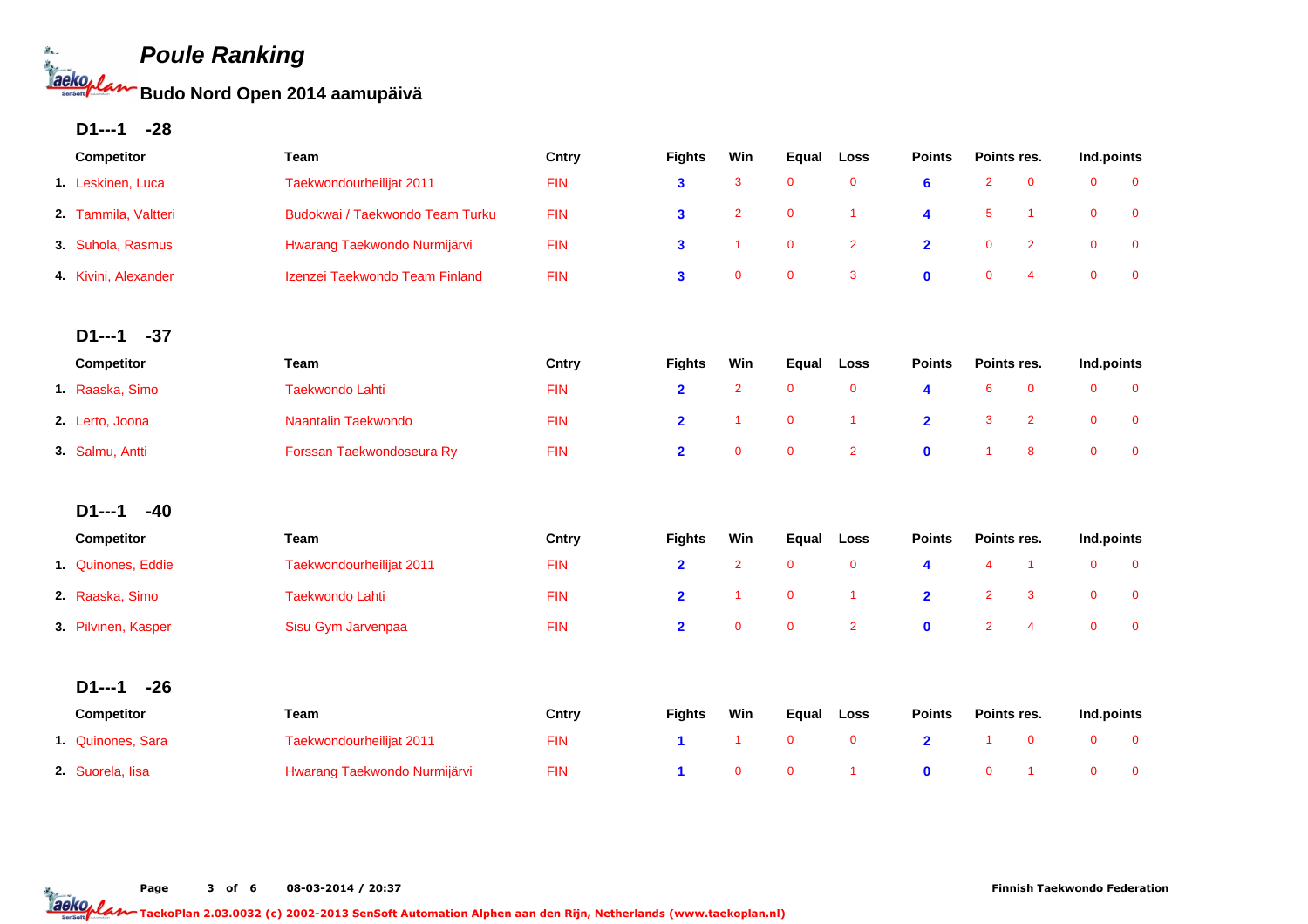# Poule Ranking

## Budo Nord Open 2014 aamupäivä

### D1---1 -28

| | Competitor | Team | Cntry | Fights | Win | Equal | Loss | Points | Points res. | | Ind.points | |
|---|---|---|---|---|---|---|---|---|---|---|---|---|
| 1. | Leskinen, Luca | Taekwondourheilijat 2011 | FIN | 3 | 3 | 0 | 0 | 6 | 2 | 0 | 0 | 0 |
| 2. | Tammila, Valtteri | Budokwai / Taekwondo Team Turku | FIN | 3 | 2 | 0 | 1 | 4 | 5 | 1 | 0 | 0 |
| 3. | Suhola, Rasmus | Hwarang Taekwondo Nurmijärvi | FIN | 3 | 1 | 0 | 2 | 2 | 0 | 2 | 0 | 0 |
| 4. | Kivini, Alexander | Izenzei Taekwondo Team Finland | FIN | 3 | 0 | 0 | 3 | 0 | 0 | 4 | 0 | 0 |

### D1---1 -37

| | Competitor | Team | Cntry | Fights | Win | Equal | Loss | Points | Points res. | | Ind.points | |
|---|---|---|---|---|---|---|---|---|---|---|---|---|
| 1. | Raaska, Simo | Taekwondo Lahti | FIN | 2 | 2 | 0 | 0 | 4 | 6 | 0 | 0 | 0 |
| 2. | Lerto, Joona | Naantalin Taekwondo | FIN | 2 | 1 | 0 | 1 | 2 | 3 | 2 | 0 | 0 |
| 3. | Salmu, Antti | Forssan Taekwondoseura Ry | FIN | 2 | 0 | 0 | 2 | 0 | 1 | 8 | 0 | 0 |

### D1---1 -40

| | Competitor | Team | Cntry | Fights | Win | Equal | Loss | Points | Points res. | | Ind.points | |
|---|---|---|---|---|---|---|---|---|---|---|---|---|
| 1. | Quinones, Eddie | Taekwondourheilijat 2011 | FIN | 2 | 2 | 0 | 0 | 4 | 4 | 1 | 0 | 0 |
| 2. | Raaska, Simo | Taekwondo Lahti | FIN | 2 | 1 | 0 | 1 | 2 | 2 | 3 | 0 | 0 |
| 3. | Pilvinen, Kasper | Sisu Gym Jarvenpaa | FIN | 2 | 0 | 0 | 2 | 0 | 2 | 4 | 0 | 0 |

### D1---1 -26

| | Competitor | Team | Cntry | Fights | Win | Equal | Loss | Points | Points res. | | Ind.points | |
|---|---|---|---|---|---|---|---|---|---|---|---|---|
| 1. | Quinones, Sara | Taekwondourheilijat 2011 | FIN | 1 | 1 | 0 | 0 | 2 | 1 | 0 | 0 | 0 |
| 2. | Suorela, Iisa | Hwarang Taekwondo Nurmijärvi | FIN | 1 | 0 | 0 | 1 | 0 | 0 | 1 | 0 | 0 |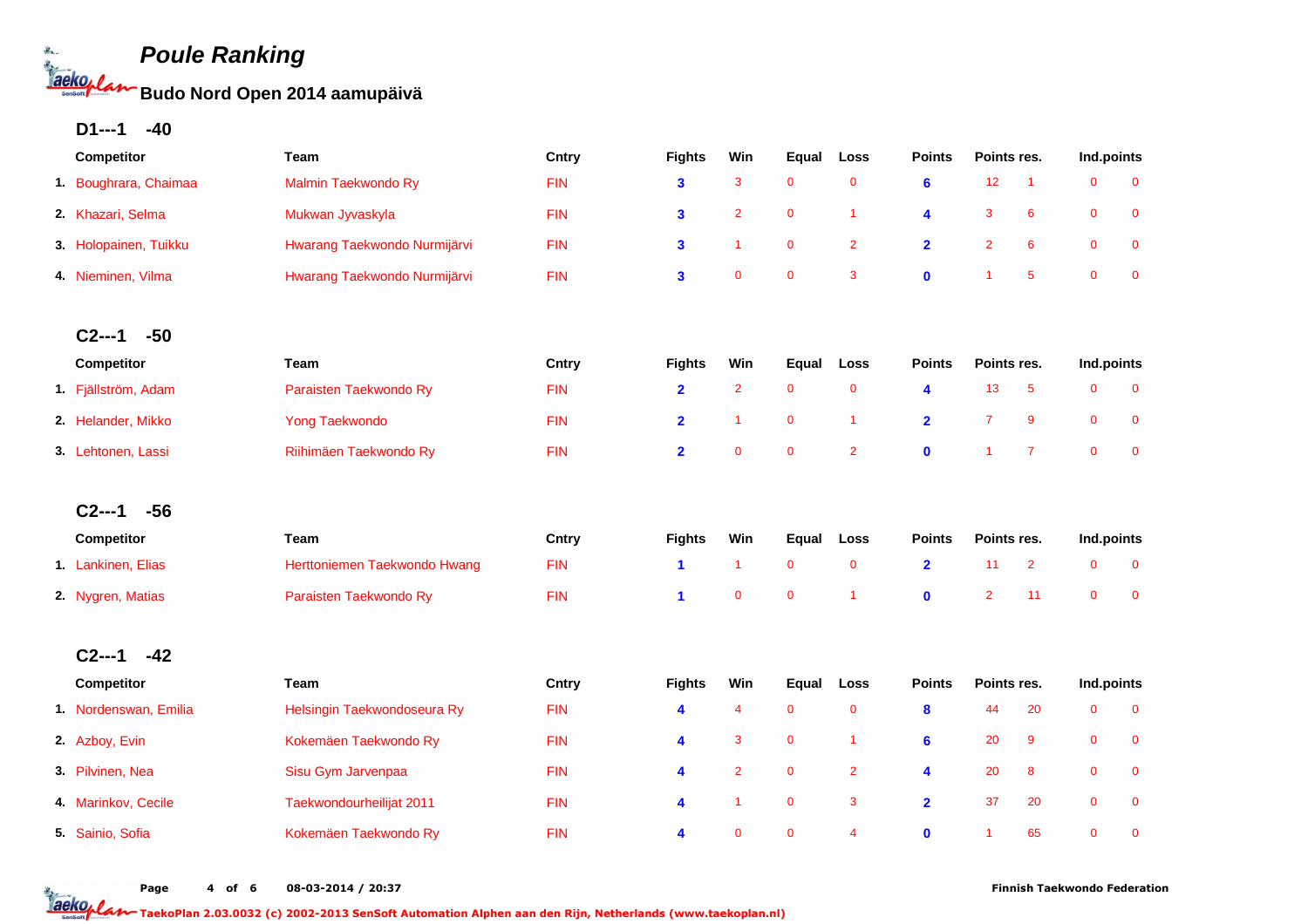# Poule Ranking

## Budo Nord Open 2014 aamupäivä

### D1---1 -40

| | Competitor | Team | Cntry | Fights | Win | Equal | Loss | Points | Points res. | | Ind.points | |
|---|---|---|---|---|---|---|---|---|---|---|---|---|
| 1. | Boughrara, Chaimaa | Malmin Taekwondo Ry | FIN | 3 | 3 | 0 | 0 | 6 | 12 | 1 | 0 | 0 |
| 2. | Khazari, Selma | Mukwan Jyvaskyla | FIN | 3 | 2 | 0 | 1 | 4 | 3 | 6 | 0 | 0 |
| 3. | Holopainen, Tuikku | Hwarang Taekwondo Nurmijärvi | FIN | 3 | 1 | 0 | 2 | 2 | 2 | 6 | 0 | 0 |
| 4. | Nieminen, Vilma | Hwarang Taekwondo Nurmijärvi | FIN | 3 | 0 | 0 | 3 | 0 | 1 | 5 | 0 | 0 |

### C2---1 -50

| | Competitor | Team | Cntry | Fights | Win | Equal | Loss | Points | Points res. | | Ind.points | |
|---|---|---|---|---|---|---|---|---|---|---|---|---|
| 1. | Fjällström, Adam | Paraisten Taekwondo Ry | FIN | 2 | 2 | 0 | 0 | 4 | 13 | 5 | 0 | 0 |
| 2. | Helander, Mikko | Yong Taekwondo | FIN | 2 | 1 | 0 | 1 | 2 | 7 | 9 | 0 | 0 |
| 3. | Lehtonen, Lassi | Riihimäen Taekwondo Ry | FIN | 2 | 0 | 0 | 2 | 0 | 1 | 7 | 0 | 0 |

### C2---1 -56

| | Competitor | Team | Cntry | Fights | Win | Equal | Loss | Points | Points res. | | Ind.points | |
|---|---|---|---|---|---|---|---|---|---|---|---|---|
| 1. | Lankinen, Elias | Herttoniemen Taekwondo Hwang | FIN | 1 | 1 | 0 | 0 | 2 | 11 | 2 | 0 | 0 |
| 2. | Nygren, Matias | Paraisten Taekwondo Ry | FIN | 1 | 0 | 0 | 1 | 0 | 2 | 11 | 0 | 0 |

### C2---1 -42

| | Competitor | Team | Cntry | Fights | Win | Equal | Loss | Points | Points res. | | Ind.points | |
|---|---|---|---|---|---|---|---|---|---|---|---|---|
| 1. | Nordenswan, Emilia | Helsingin Taekwondoseura Ry | FIN | 4 | 4 | 0 | 0 | 8 | 44 | 20 | 0 | 0 |
| 2. | Azboy, Evin | Kokemäen Taekwondo Ry | FIN | 4 | 3 | 0 | 1 | 6 | 20 | 9 | 0 | 0 |
| 3. | Pilvinen, Nea | Sisu Gym Jarvenpaa | FIN | 4 | 2 | 0 | 2 | 4 | 20 | 8 | 0 | 0 |
| 4. | Marinkov, Cecile | Taekwondourheilijat 2011 | FIN | 4 | 1 | 0 | 3 | 2 | 37 | 20 | 0 | 0 |
| 5. | Sainio, Sofia | Kokemäen Taekwondo Ry | FIN | 4 | 0 | 0 | 4 | 0 | 1 | 65 | 0 | 0 |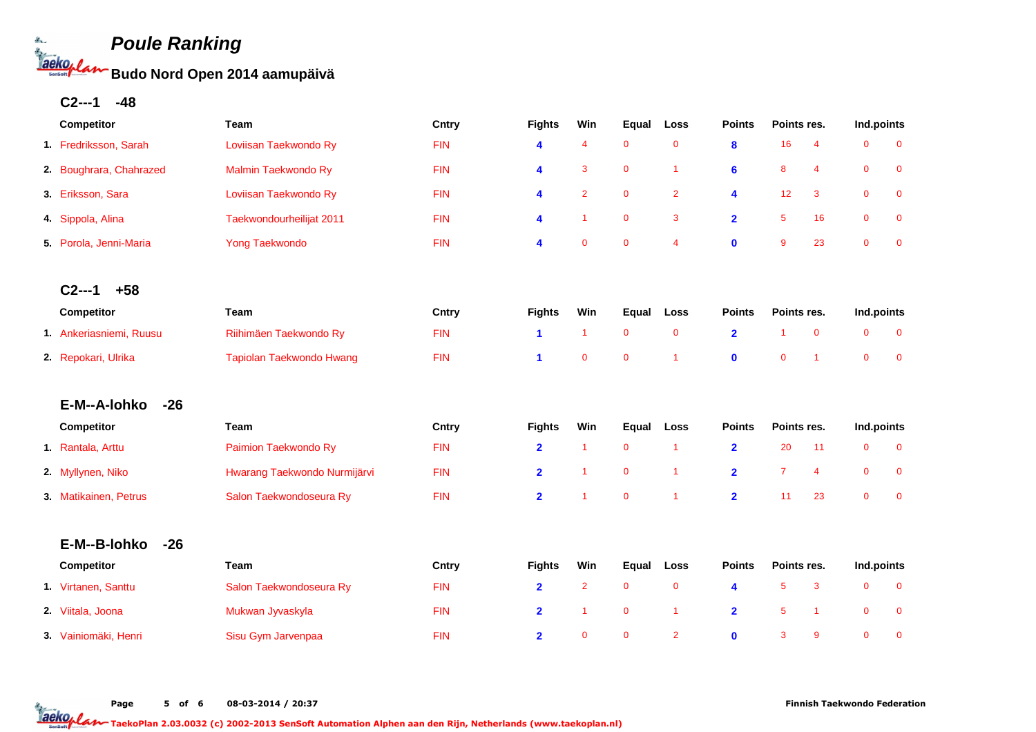# Poule Ranking

## Budo Nord Open 2014 aamupäivä

### C2---1 -48

| | Competitor | Team | Cntry | Fights | Win | Equal | Loss | Points | Points res. | | Ind.points | |
|---|---|---|---|---|---|---|---|---|---|---|---|---|
| 1. | Fredriksson, Sarah | Loviisan Taekwondo Ry | FIN | 4 | 4 | 0 | 0 | 8 | 16 | 4 | 0 | 0 |
| 2. | Boughrara, Chahrazed | Malmin Taekwondo Ry | FIN | 4 | 3 | 0 | 1 | 6 | 8 | 4 | 0 | 0 |
| 3. | Eriksson, Sara | Loviisan Taekwondo Ry | FIN | 4 | 2 | 0 | 2 | 4 | 12 | 3 | 0 | 0 |
| 4. | Sippola, Alina | Taekwondourheilijat 2011 | FIN | 4 | 1 | 0 | 3 | 2 | 5 | 16 | 0 | 0 |
| 5. | Porola, Jenni-Maria | Yong Taekwondo | FIN | 4 | 0 | 0 | 4 | 0 | 9 | 23 | 0 | 0 |

### C2---1 +58

| | Competitor | Team | Cntry | Fights | Win | Equal | Loss | Points | Points res. | | Ind.points | |
|---|---|---|---|---|---|---|---|---|---|---|---|---|
| 1. | Ankeriasniemi, Ruusu | Riihimäen Taekwondo Ry | FIN | 1 | 1 | 0 | 0 | 2 | 1 | 0 | 0 | 0 |
| 2. | Repokari, Ulrika | Tapiolan Taekwondo Hwang | FIN | 1 | 0 | 0 | 1 | 0 | 0 | 1 | 0 | 0 |

### E-M--A-lohko -26

| | Competitor | Team | Cntry | Fights | Win | Equal | Loss | Points | Points res. | | Ind.points | |
|---|---|---|---|---|---|---|---|---|---|---|---|---|
| 1. | Rantala, Arttu | Paimion Taekwondo Ry | FIN | 2 | 1 | 0 | 1 | 2 | 20 | 11 | 0 | 0 |
| 2. | Myllynen, Niko | Hwarang Taekwondo Nurmijärvi | FIN | 2 | 1 | 0 | 1 | 2 | 7 | 4 | 0 | 0 |
| 3. | Matikainen, Petrus | Salon Taekwondoseura Ry | FIN | 2 | 1 | 0 | 1 | 2 | 11 | 23 | 0 | 0 |

### E-M--B-lohko -26

| | Competitor | Team | Cntry | Fights | Win | Equal | Loss | Points | Points res. | | Ind.points | |
|---|---|---|---|---|---|---|---|---|---|---|---|---|
| 1. | Virtanen, Santtu | Salon Taekwondoseura Ry | FIN | 2 | 2 | 0 | 0 | 4 | 5 | 3 | 0 | 0 |
| 2. | Viitala, Joona | Mukwan Jyvaskyla | FIN | 2 | 1 | 0 | 1 | 2 | 5 | 1 | 0 | 0 |
| 3. | Vainiomäki, Henri | Sisu Gym Jarvenpaa | FIN | 2 | 0 | 0 | 2 | 0 | 3 | 9 | 0 | 0 |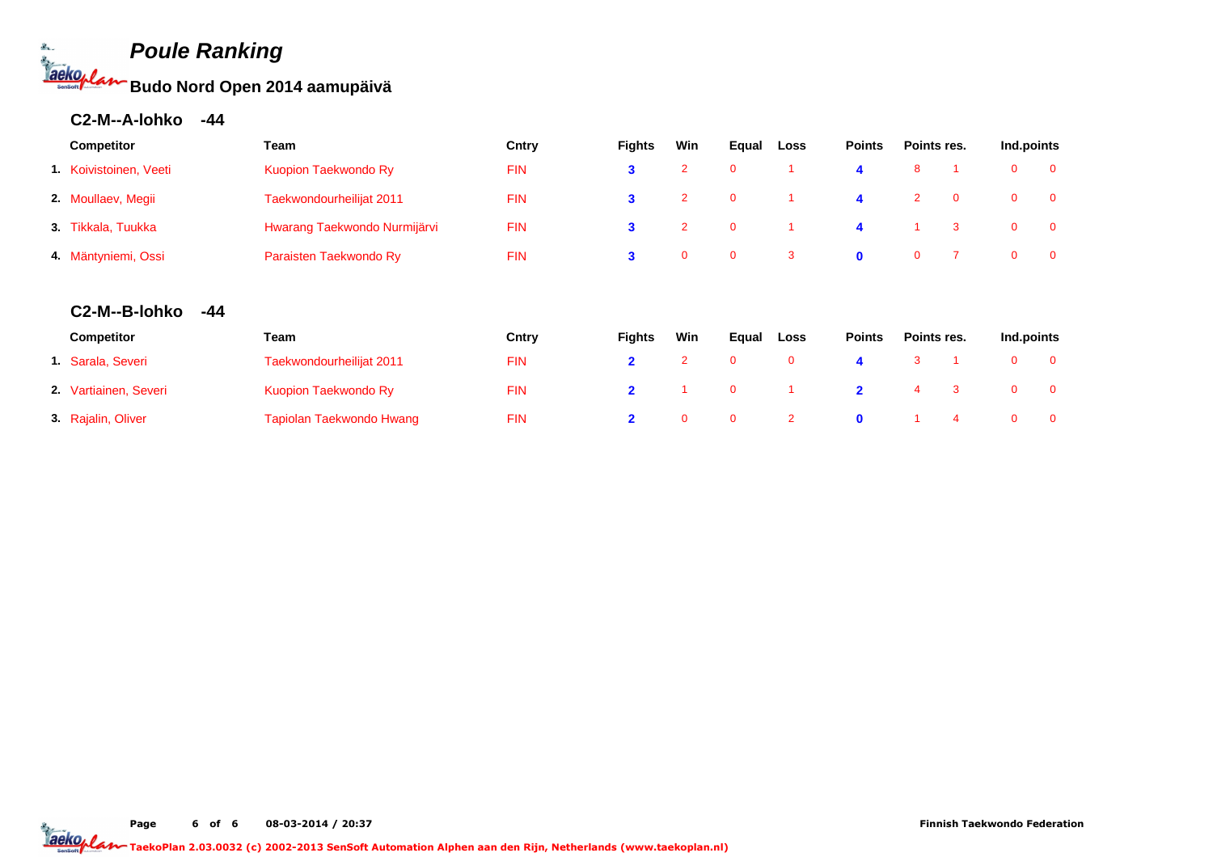# Poule Ranking

## Budo Nord Open 2014 aamupäivä

### C2-M--A-lohko -44

| | Competitor | Team | Cntry | Fights | Win | Equal | Loss | Points | Points res. | | Ind.points | |
|---|---|---|---|---|---|---|---|---|---|---|---|---|
| 1. | Koivistoinen, Veeti | Kuopion Taekwondo Ry | FIN | 3 | 2 | 0 | 1 | 4 | 8 | 1 | 0 | 0 |
| 2. | Moullaev, Megii | Taekwondourheilijat 2011 | FIN | 3 | 2 | 0 | 1 | 4 | 2 | 0 | 0 | 0 |
| 3. | Tikkala, Tuukka | Hwarang Taekwondo Nurmijärvi | FIN | 3 | 2 | 0 | 1 | 4 | 1 | 3 | 0 | 0 |
| 4. | Mäntyniemi, Ossi | Paraisten Taekwondo Ry | FIN | 3 | 0 | 0 | 3 | 0 | 0 | 7 | 0 | 0 |

### C2-M--B-lohko -44

| | Competitor | Team | Cntry | Fights | Win | Equal | Loss | Points | Points res. | | Ind.points | |
|---|---|---|---|---|---|---|---|---|---|---|---|---|
| 1. | Sarala, Severi | Taekwondourheilijat 2011 | FIN | 2 | 2 | 0 | 0 | 4 | 3 | 1 | 0 | 0 |
| 2. | Vartiainen, Severi | Kuopion Taekwondo Ry | FIN | 2 | 1 | 0 | 1 | 2 | 4 | 3 | 0 | 0 |
| 3. | Rajalin, Oliver | Tapiolan Taekwondo Hwang | FIN | 2 | 0 | 0 | 2 | 0 | 1 | 4 | 0 | 0 |